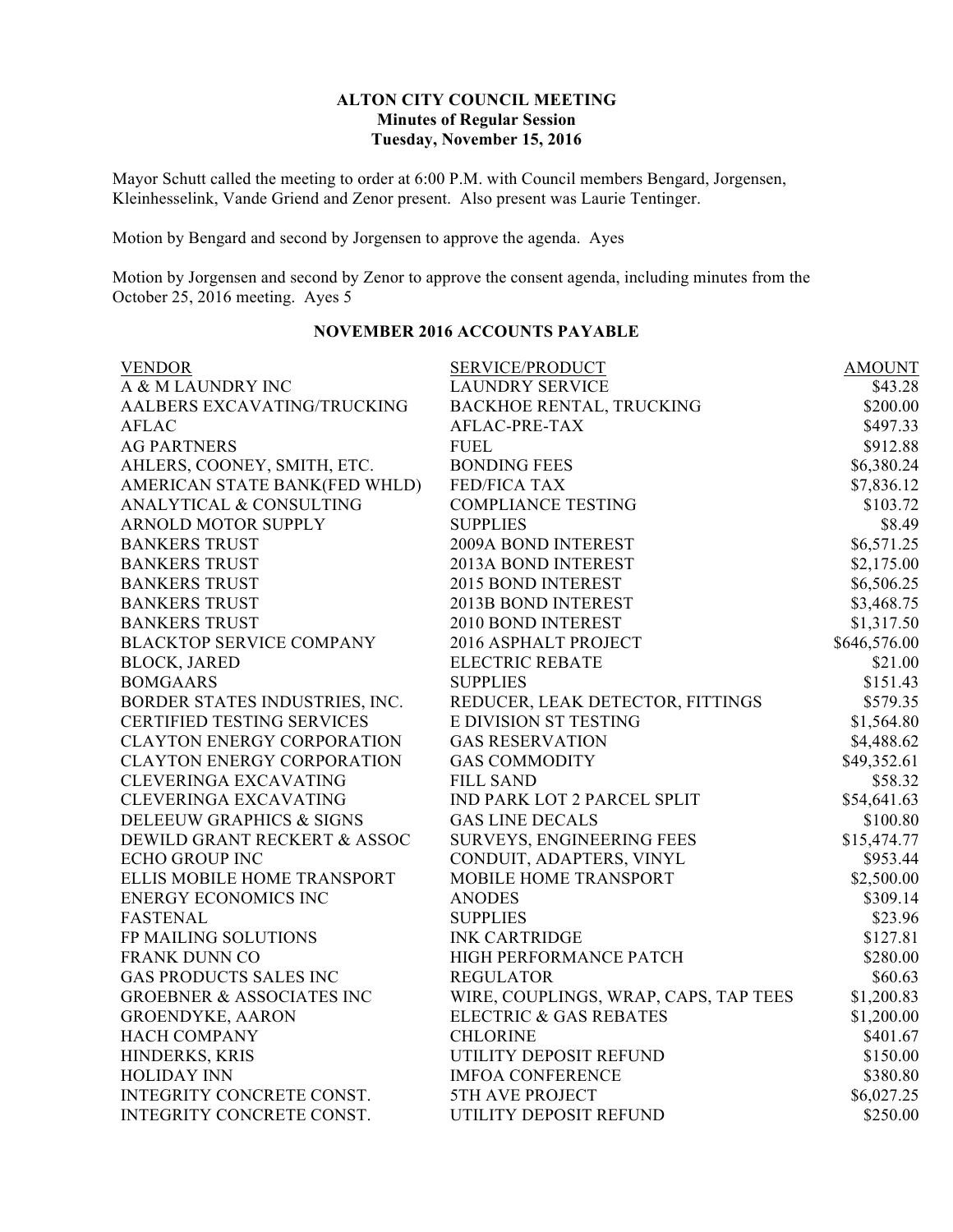# ALTON CITY COUNCIL MEETING

## Minutes of Regular Session

### Tuesday, November 15, 2016

Mayor Schutt called the meeting to order at 6:00 P.M. with Council members Bengard, Jorgensen, Kleinhesselink, Vande Griend and Zenor present. Also present was Laurie Tentinger.

Motion by Bengard and second by Jorgensen to approve the agenda. Ayes

Motion by Jorgensen and second by Zenor to approve the consent agenda, including minutes from the October 25, 2016 meeting. Ayes 5

## NOVEMBER 2016 ACCOUNTS PAYABLE

| VENDOR | SERVICE/PRODUCT | AMOUNT |
|---|---|---:|
| A & M LAUNDRY INC | LAUNDRY SERVICE | $43.28 |
| AALBERS EXCAVATING/TRUCKING | BACKHOE RENTAL, TRUCKING | $200.00 |
| AFLAC | AFLAC-PRE-TAX | $497.33 |
| AG PARTNERS | FUEL | $912.88 |
| AHLERS, COONEY, SMITH, ETC. | BONDING FEES | $6,380.24 |
| AMERICAN STATE BANK(FED WHLD) | FED/FICA TAX | $7,836.12 |
| ANALYTICAL & CONSULTING | COMPLIANCE TESTING | $103.72 |
| ARNOLD MOTOR SUPPLY | SUPPLIES | $8.49 |
| BANKERS TRUST | 2009A BOND INTEREST | $6,571.25 |
| BANKERS TRUST | 2013A BOND INTEREST | $2,175.00 |
| BANKERS TRUST | 2015 BOND INTEREST | $6,506.25 |
| BANKERS TRUST | 2013B BOND INTEREST | $3,468.75 |
| BANKERS TRUST | 2010 BOND INTEREST | $1,317.50 |
| BLACKTOP SERVICE COMPANY | 2016 ASPHALT PROJECT | $646,576.00 |
| BLOCK, JARED | ELECTRIC REBATE | $21.00 |
| BOMGAARS | SUPPLIES | $151.43 |
| BORDER STATES INDUSTRIES, INC. | REDUCER, LEAK DETECTOR, FITTINGS | $579.35 |
| CERTIFIED TESTING SERVICES | E DIVISION ST TESTING | $1,564.80 |
| CLAYTON ENERGY CORPORATION | GAS RESERVATION | $4,488.62 |
| CLAYTON ENERGY CORPORATION | GAS COMMODITY | $49,352.61 |
| CLEVERINGA EXCAVATING | FILL SAND | $58.32 |
| CLEVERINGA EXCAVATING | IND PARK LOT 2 PARCEL SPLIT | $54,641.63 |
| DELEEUW GRAPHICS & SIGNS | GAS LINE DECALS | $100.80 |
| DEWILD GRANT RECKERT & ASSOC | SURVEYS, ENGINEERING FEES | $15,474.77 |
| ECHO GROUP INC | CONDUIT, ADAPTERS, VINYL | $953.44 |
| ELLIS MOBILE HOME TRANSPORT | MOBILE HOME TRANSPORT | $2,500.00 |
| ENERGY ECONOMICS INC | ANODES | $309.14 |
| FASTENAL | SUPPLIES | $23.96 |
| FP MAILING SOLUTIONS | INK CARTRIDGE | $127.81 |
| FRANK DUNN CO | HIGH PERFORMANCE PATCH | $280.00 |
| GAS PRODUCTS SALES INC | REGULATOR | $60.63 |
| GROEBNER & ASSOCIATES INC | WIRE, COUPLINGS, WRAP, CAPS, TAP TEES | $1,200.83 |
| GROENDYKE, AARON | ELECTRIC & GAS REBATES | $1,200.00 |
| HACH COMPANY | CHLORINE | $401.67 |
| HINDERKS, KRIS | UTILITY DEPOSIT REFUND | $150.00 |
| HOLIDAY INN | IMFOA CONFERENCE | $380.80 |
| INTEGRITY CONCRETE CONST. | 5TH AVE PROJECT | $6,027.25 |
| INTEGRITY CONCRETE CONST. | UTILITY DEPOSIT REFUND | $250.00 |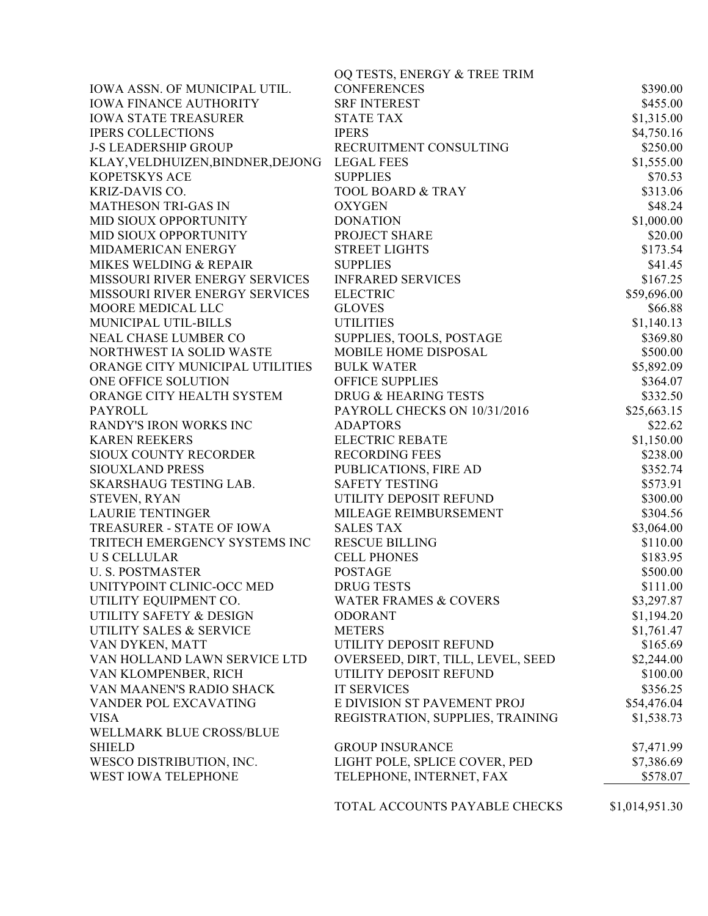| | | |
|---|---|---|
| | OQ TESTS, ENERGY & TREE TRIM | |
| IOWA ASSN. OF MUNICIPAL UTIL. | CONFERENCES | $390.00 |
| IOWA FINANCE AUTHORITY | SRF INTEREST | $455.00 |
| IOWA STATE TREASURER | STATE TAX | $1,315.00 |
| IPERS COLLECTIONS | IPERS | $4,750.16 |
| J-S LEADERSHIP GROUP | RECRUITMENT CONSULTING | $250.00 |
| KLAY,VELDHUIZEN,BINDNER,DEJONG | LEGAL FEES | $1,555.00 |
| KOPETSKYS ACE | SUPPLIES | $70.53 |
| KRIZ-DAVIS CO. | TOOL BOARD & TRAY | $313.06 |
| MATHESON TRI-GAS IN | OXYGEN | $48.24 |
| MID SIOUX OPPORTUNITY | DONATION | $1,000.00 |
| MID SIOUX OPPORTUNITY | PROJECT SHARE | $20.00 |
| MIDAMERICAN ENERGY | STREET LIGHTS | $173.54 |
| MIKES WELDING & REPAIR | SUPPLIES | $41.45 |
| MISSOURI RIVER ENERGY SERVICES | INFRARED SERVICES | $167.25 |
| MISSOURI RIVER ENERGY SERVICES | ELECTRIC | $59,696.00 |
| MOORE MEDICAL LLC | GLOVES | $66.88 |
| MUNICIPAL UTIL-BILLS | UTILITIES | $1,140.13 |
| NEAL CHASE LUMBER CO | SUPPLIES, TOOLS, POSTAGE | $369.80 |
| NORTHWEST IA SOLID WASTE | MOBILE HOME DISPOSAL | $500.00 |
| ORANGE CITY MUNICIPAL UTILITIES | BULK WATER | $5,892.09 |
| ONE OFFICE SOLUTION | OFFICE SUPPLIES | $364.07 |
| ORANGE CITY HEALTH SYSTEM | DRUG & HEARING TESTS | $332.50 |
| PAYROLL | PAYROLL CHECKS ON 10/31/2016 | $25,663.15 |
| RANDY'S IRON WORKS INC | ADAPTORS | $22.62 |
| KAREN REEKERS | ELECTRIC REBATE | $1,150.00 |
| SIOUX COUNTY RECORDER | RECORDING FEES | $238.00 |
| SIOUXLAND PRESS | PUBLICATIONS, FIRE AD | $352.74 |
| SKARSHAUG TESTING LAB. | SAFETY TESTING | $573.91 |
| STEVEN, RYAN | UTILITY DEPOSIT REFUND | $300.00 |
| LAURIE TENTINGER | MILEAGE REIMBURSEMENT | $304.56 |
| TREASURER - STATE OF IOWA | SALES TAX | $3,064.00 |
| TRITECH EMERGENCY SYSTEMS INC | RESCUE BILLING | $110.00 |
| U S CELLULAR | CELL PHONES | $183.95 |
| U. S. POSTMASTER | POSTAGE | $500.00 |
| UNITYPOINT CLINIC-OCC MED | DRUG TESTS | $111.00 |
| UTILITY EQUIPMENT CO. | WATER FRAMES & COVERS | $3,297.87 |
| UTILITY SAFETY & DESIGN | ODORANT | $1,194.20 |
| UTILITY SALES & SERVICE | METERS | $1,761.47 |
| VAN DYKEN, MATT | UTILITY DEPOSIT REFUND | $165.69 |
| VAN HOLLAND LAWN SERVICE LTD | OVERSEED, DIRT, TILL, LEVEL, SEED | $2,244.00 |
| VAN KLOMPENBER, RICH | UTILITY DEPOSIT REFUND | $100.00 |
| VAN MAANEN'S RADIO SHACK | IT SERVICES | $356.25 |
| VANDER POL EXCAVATING | E DIVISION ST PAVEMENT PROJ | $54,476.04 |
| VISA | REGISTRATION, SUPPLIES, TRAINING | $1,538.73 |
| WELLMARK BLUE CROSS/BLUE SHIELD | GROUP INSURANCE | $7,471.99 |
| WESCO DISTRIBUTION, INC. | LIGHT POLE, SPLICE COVER, PED | $7,386.69 |
| WEST IOWA TELEPHONE | TELEPHONE, INTERNET, FAX | $578.07 |
| | TOTAL ACCOUNTS PAYABLE CHECKS | $1,014,951.30 |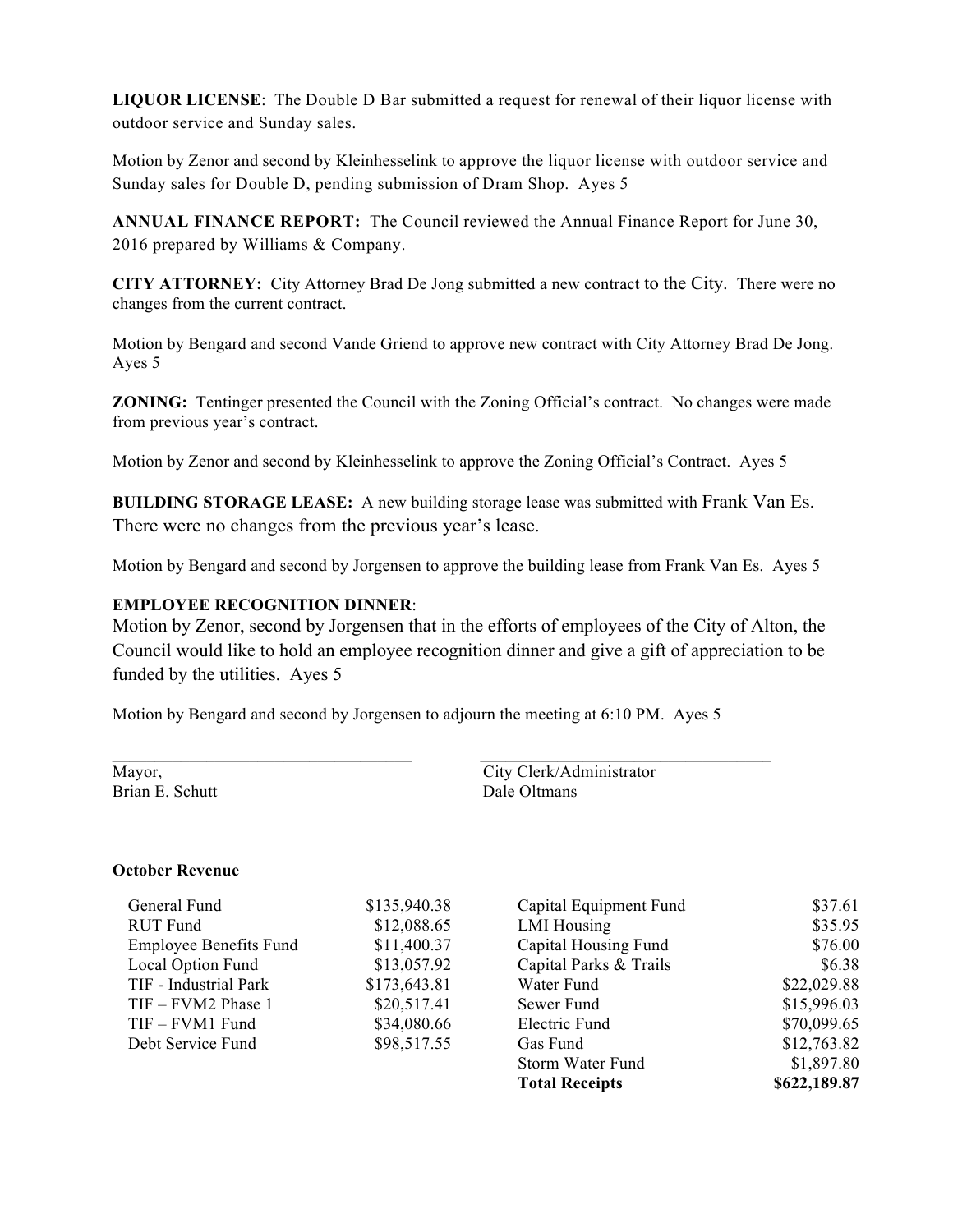**LIQUOR LICENSE**: The Double D Bar submitted a request for renewal of their liquor license with outdoor service and Sunday sales.

Motion by Zenor and second by Kleinhesselink to approve the liquor license with outdoor service and Sunday sales for Double D, pending submission of Dram Shop. Ayes 5

**ANNUAL FINANCE REPORT:** The Council reviewed the Annual Finance Report for June 30, 2016 prepared by Williams & Company.

**CITY ATTORNEY:** City Attorney Brad De Jong submitted a new contract to the City. There were no changes from the current contract.

Motion by Bengard and second Vande Griend to approve new contract with City Attorney Brad De Jong. Ayes 5

**ZONING:** Tentinger presented the Council with the Zoning Official's contract. No changes were made from previous year's contract.

Motion by Zenor and second by Kleinhesselink to approve the Zoning Official's Contract. Ayes 5

**BUILDING STORAGE LEASE:** A new building storage lease was submitted with Frank Van Es. There were no changes from the previous year's lease.

Motion by Bengard and second by Jorgensen to approve the building lease from Frank Van Es. Ayes 5

**EMPLOYEE RECOGNITION DINNER**:

Motion by Zenor, second by Jorgensen that in the efforts of employees of the City of Alton, the Council would like to hold an employee recognition dinner and give a gift of appreciation to be funded by the utilities. Ayes 5

Motion by Bengard and second by Jorgensen to adjourn the meeting at 6:10 PM. Ayes 5

\_\_\_\_\_\_\_\_\_\_\_\_\_\_\_\_\_\_\_\_\_\_\_\_\_\_\_\_\_\_\_\_\_\_\_
Mayor,
Brian E. Schutt

\_\_\_\_\_\_\_\_\_\_\_\_\_\_\_\_\_\_\_\_\_\_\_\_\_\_\_\_\_\_\_\_\_\_\_
City Clerk/Administrator
Dale Oltmans

**October Revenue**

| | | | |
|---|---|---|---|
| General Fund | $135,940.38 | Capital Equipment Fund | $37.61 |
| RUT Fund | $12,088.65 | LMI Housing | $35.95 |
| Employee Benefits Fund | $11,400.37 | Capital Housing Fund | $76.00 |
| Local Option Fund | $13,057.92 | Capital Parks & Trails | $6.38 |
| TIF - Industrial Park | $173,643.81 | Water Fund | $22,029.88 |
| TIF – FVM2 Phase 1 | $20,517.41 | Sewer Fund | $15,996.03 |
| TIF – FVM1 Fund | $34,080.66 | Electric Fund | $70,099.65 |
| Debt Service Fund | $98,517.55 | Gas Fund | $12,763.82 |
| | | Storm Water Fund | $1,897.80 |
| | | **Total Receipts** | **$622,189.87** |